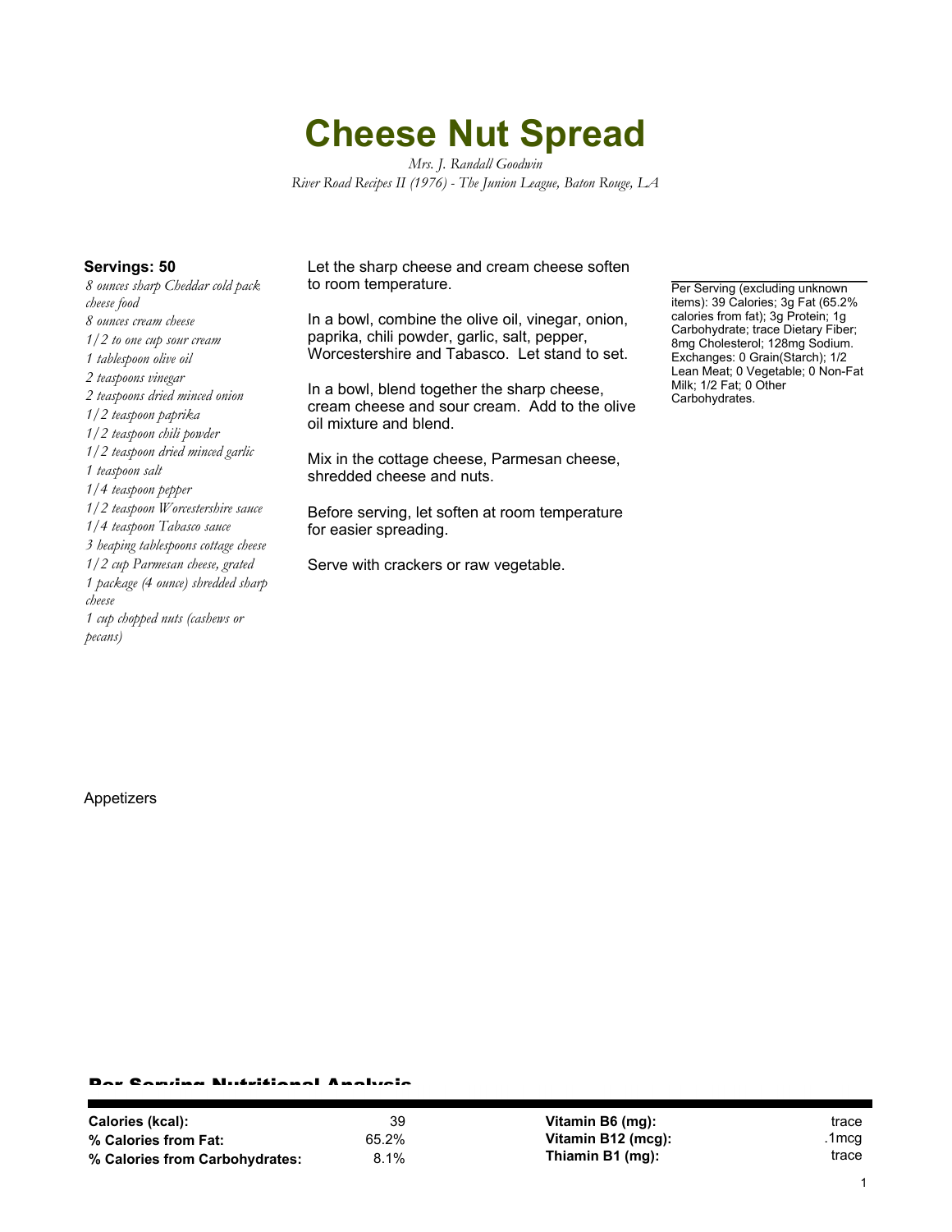# Cheese Nut Spread

*Mrs. J. Randall Goodwin*
*River Road Recipes II (1976) - The Junion League, Baton Rouge, LA*

**Servings: 50**

*8 ounces sharp Cheddar cold pack cheese food*
*8 ounces cream cheese*
*1/2 to one cup sour cream*
*1 tablespoon olive oil*
*2 teaspoons vinegar*
*2 teaspoons dried minced onion*
*1/2 teaspoon paprika*
*1/2 teaspoon chili powder*
*1/2 teaspoon dried minced garlic*
*1 teaspoon salt*
*1/4 teaspoon pepper*
*1/2 teaspoon Worcestershire sauce*
*1/4 teaspoon Tabasco sauce*
*3 heaping tablespoons cottage cheese*
*1/2 cup Parmesan cheese, grated*
*1 package (4 ounce) shredded sharp cheese*
*1 cup chopped nuts (cashews or pecans)*

Let the sharp cheese and cream cheese soften to room temperature.

In a bowl, combine the olive oil, vinegar, onion, paprika, chili powder, garlic, salt, pepper, Worcestershire and Tabasco. Let stand to set.

In a bowl, blend together the sharp cheese, cream cheese and sour cream. Add to the olive oil mixture and blend.

Mix in the cottage cheese, Parmesan cheese, shredded cheese and nuts.

Before serving, let soften at room temperature for easier spreading.

Serve with crackers or raw vegetable.

Per Serving (excluding unknown items): 39 Calories; 3g Fat (65.2% calories from fat); 3g Protein; 1g Carbohydrate; trace Dietary Fiber; 8mg Cholesterol; 128mg Sodium. Exchanges: 0 Grain(Starch); 1/2 Lean Meat; 0 Vegetable; 0 Non-Fat Milk; 1/2 Fat; 0 Other Carbohydrates.

Appetizers

## Per Serving Nutritional Analysis

| | | | |
|---|---|---|---|
| **Calories (kcal):** | 39 | **Vitamin B6 (mg):** | trace |
| **% Calories from Fat:** | 65.2% | **Vitamin B12 (mcg):** | .1mcg |
| **% Calories from Carbohydrates:** | 8.1% | **Thiamin B1 (mg):** | trace |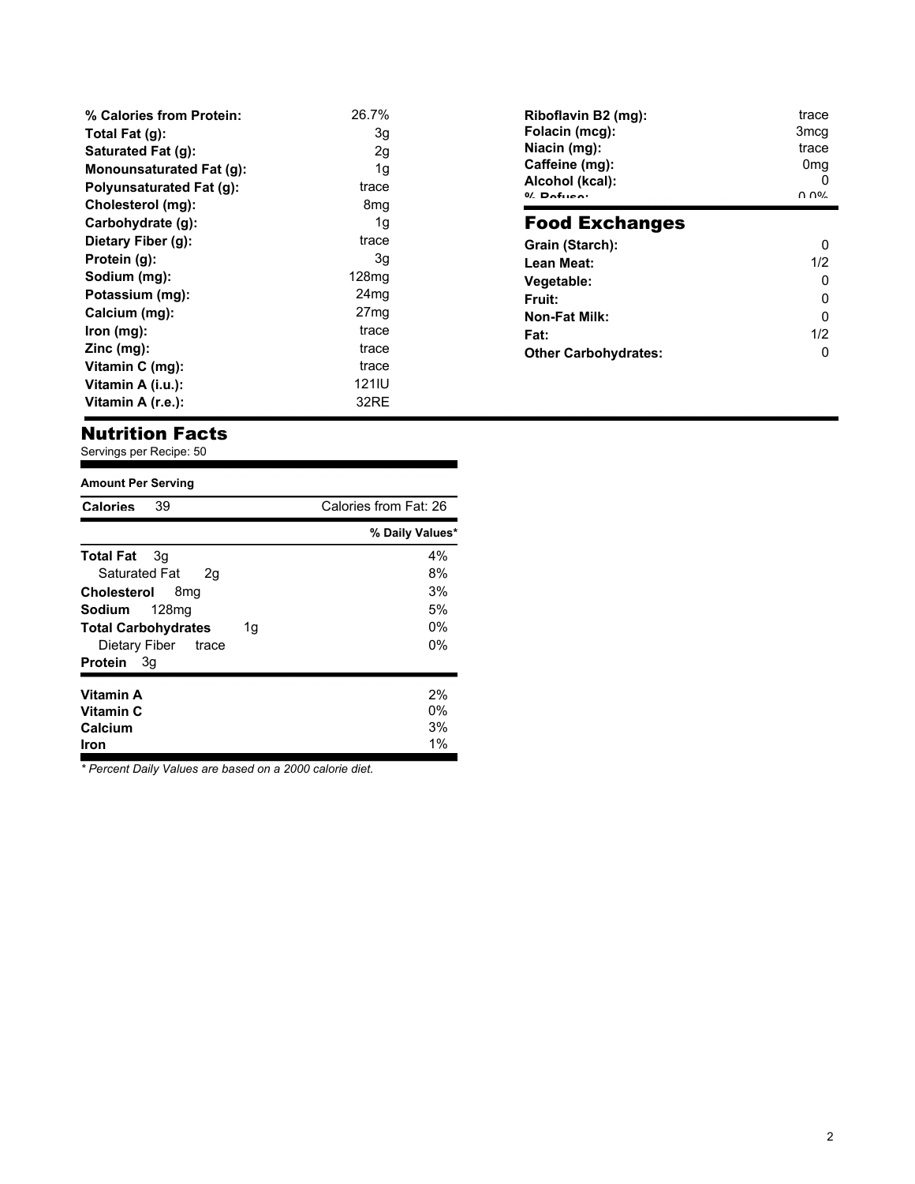| | |
|---|---|
| **% Calories from Protein:** | 26.7% |
| **Total Fat (g):** | 3g |
| **Saturated Fat (g):** | 2g |
| **Monounsaturated Fat (g):** | 1g |
| **Polyunsaturated Fat (g):** | trace |
| **Cholesterol (mg):** | 8mg |
| **Carbohydrate (g):** | 1g |
| **Dietary Fiber (g):** | trace |
| **Protein (g):** | 3g |
| **Sodium (mg):** | 128mg |
| **Potassium (mg):** | 24mg |
| **Calcium (mg):** | 27mg |
| **Iron (mg):** | trace |
| **Zinc (mg):** | trace |
| **Vitamin C (mg):** | trace |
| **Vitamin A (i.u.):** | 121IU |
| **Vitamin A (r.e.):** | 32RE |
| **Riboflavin B2 (mg):** | trace |
| **Folacin (mcg):** | 3mcg |
| **Niacin (mg):** | trace |
| **Caffeine (mg):** | 0mg |
| **Alcohol (kcal):** | 0 |
| **% Refuse:** | 0.0% |

## Food Exchanges

| | |
|---|---|
| **Grain (Starch):** | 0 |
| **Lean Meat:** | 1/2 |
| **Vegetable:** | 0 |
| **Fruit:** | 0 |
| **Non-Fat Milk:** | 0 |
| **Fat:** | 1/2 |
| **Other Carbohydrates:** | 0 |

## Nutrition Facts

Servings per Recipe: 50

**Amount Per Serving**

| | |
|---|---|
| **Calories** 39 | Calories from Fat: 26 |
| | **% Daily Values*** |
| **Total Fat** 3g | 4% |
| Saturated Fat 2g | 8% |
| **Cholesterol** 8mg | 3% |
| **Sodium** 128mg | 5% |
| **Total Carbohydrates** 1g | 0% |
| Dietary Fiber trace | 0% |
| **Protein** 3g | |
| **Vitamin A** | 2% |
| **Vitamin C** | 0% |
| **Calcium** | 3% |
| **Iron** | 1% |

*\* Percent Daily Values are based on a 2000 calorie diet.*